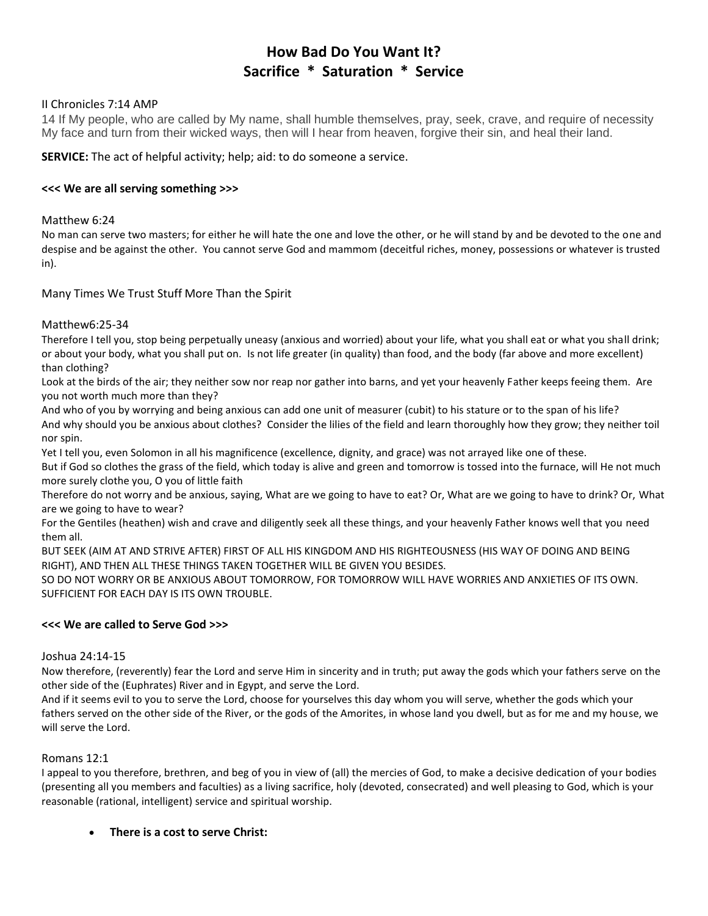# How Bad Do You Want It?
## Sacrifice * Saturation * Service

II Chronicles 7:14 AMP

14 If My people, who are called by My name, shall humble themselves, pray, seek, crave, and require of necessity My face and turn from their wicked ways, then will I hear from heaven, forgive their sin, and heal their land.

**SERVICE:** The act of helpful activity; help; aid: to do someone a service.

**<<< We are all serving something >>>**

Matthew 6:24

No man can serve two masters; for either he will hate the one and love the other, or he will stand by and be devoted to the one and despise and be against the other. You cannot serve God and mammom (deceitful riches, money, possessions or whatever is trusted in).

Many Times We Trust Stuff More Than the Spirit

Matthew6:25-34

Therefore I tell you, stop being perpetually uneasy (anxious and worried) about your life, what you shall eat or what you shall drink; or about your body, what you shall put on. Is not life greater (in quality) than food, and the body (far above and more excellent) than clothing?

Look at the birds of the air; they neither sow nor reap nor gather into barns, and yet your heavenly Father keeps feeing them. Are you not worth much more than they?

And who of you by worrying and being anxious can add one unit of measurer (cubit) to his stature or to the span of his life?

And why should you be anxious about clothes? Consider the lilies of the field and learn thoroughly how they grow; they neither toil nor spin.

Yet I tell you, even Solomon in all his magnificence (excellence, dignity, and grace) was not arrayed like one of these.

But if God so clothes the grass of the field, which today is alive and green and tomorrow is tossed into the furnace, will He not much more surely clothe you, O you of little faith

Therefore do not worry and be anxious, saying, What are we going to have to eat? Or, What are we going to have to drink? Or, What are we going to have to wear?

For the Gentiles (heathen) wish and crave and diligently seek all these things, and your heavenly Father knows well that you need them all.

BUT SEEK (AIM AT AND STRIVE AFTER) FIRST OF ALL HIS KINGDOM AND HIS RIGHTEOUSNESS (HIS WAY OF DOING AND BEING RIGHT), AND THEN ALL THESE THINGS TAKEN TOGETHER WILL BE GIVEN YOU BESIDES.

SO DO NOT WORRY OR BE ANXIOUS ABOUT TOMORROW, FOR TOMORROW WILL HAVE WORRIES AND ANXIETIES OF ITS OWN. SUFFICIENT FOR EACH DAY IS ITS OWN TROUBLE.

**<<< We are called to Serve God >>>**

Joshua 24:14-15

Now therefore, (reverently) fear the Lord and serve Him in sincerity and in truth; put away the gods which your fathers serve on the other side of the (Euphrates) River and in Egypt, and serve the Lord.

And if it seems evil to you to serve the Lord, choose for yourselves this day whom you will serve, whether the gods which your fathers served on the other side of the River, or the gods of the Amorites, in whose land you dwell, but as for me and my house, we will serve the Lord.

Romans 12:1

I appeal to you therefore, brethren, and beg of you in view of (all) the mercies of God, to make a decisive dedication of your bodies (presenting all you members and faculties) as a living sacrifice, holy (devoted, consecrated) and well pleasing to God, which is your reasonable (rational, intelligent) service and spiritual worship.

- **There is a cost to serve Christ:**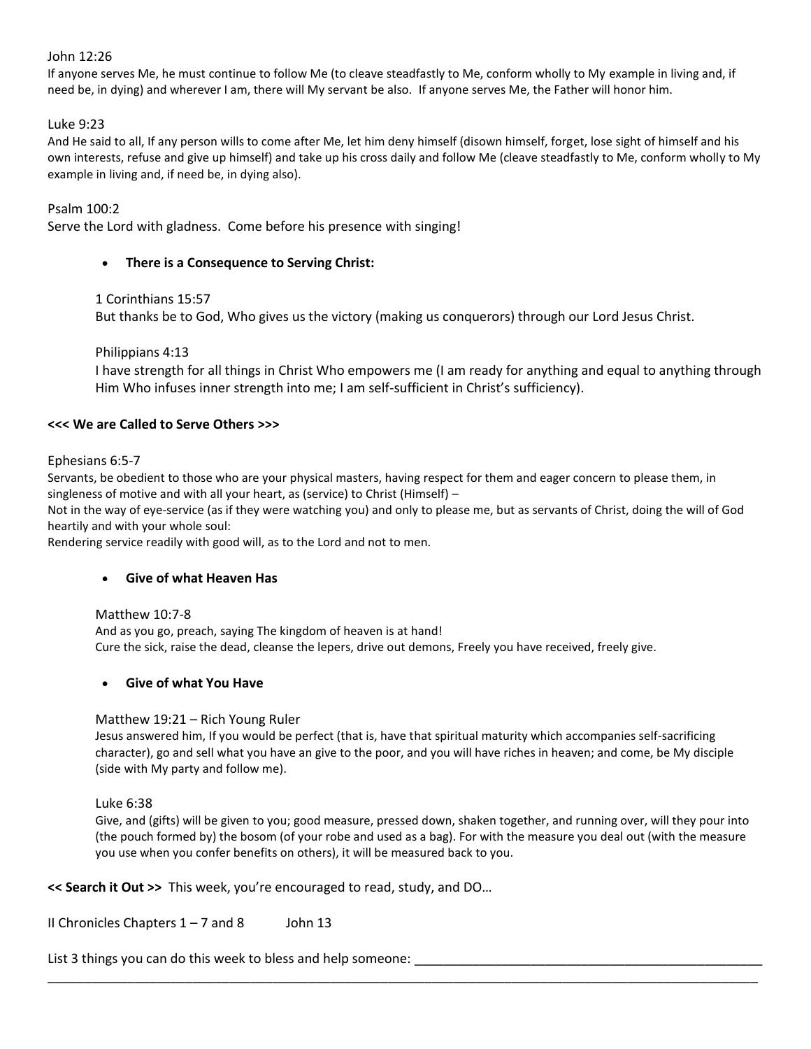John 12:26

If anyone serves Me, he must continue to follow Me (to cleave steadfastly to Me, conform wholly to My example in living and, if need be, in dying) and wherever I am, there will My servant be also. If anyone serves Me, the Father will honor him.

Luke 9:23

And He said to all, If any person wills to come after Me, let him deny himself (disown himself, forget, lose sight of himself and his own interests, refuse and give up himself) and take up his cross daily and follow Me (cleave steadfastly to Me, conform wholly to My example in living and, if need be, in dying also).

Psalm 100:2

Serve the Lord with gladness. Come before his presence with singing!

- **There is a Consequence to Serving Christ:**

  1 Corinthians 15:57

  But thanks be to God, Who gives us the victory (making us conquerors) through our Lord Jesus Christ.

  Philippians 4:13

  I have strength for all things in Christ Who empowers me (I am ready for anything and equal to anything through Him Who infuses inner strength into me; I am self-sufficient in Christ's sufficiency).

**<<< We are Called to Serve Others >>>**

Ephesians 6:5-7

Servants, be obedient to those who are your physical masters, having respect for them and eager concern to please them, in singleness of motive and with all your heart, as (service) to Christ (Himself) –

Not in the way of eye-service (as if they were watching you) and only to please me, but as servants of Christ, doing the will of God heartily and with your whole soul:

Rendering service readily with good will, as to the Lord and not to men.

- **Give of what Heaven Has**

  Matthew 10:7-8

  And as you go, preach, saying The kingdom of heaven is at hand!
  Cure the sick, raise the dead, cleanse the lepers, drive out demons, Freely you have received, freely give.

- **Give of what You Have**

  Matthew 19:21 – Rich Young Ruler

  Jesus answered him, If you would be perfect (that is, have that spiritual maturity which accompanies self-sacrificing character), go and sell what you have an give to the poor, and you will have riches in heaven; and come, be My disciple (side with My party and follow me).

  Luke 6:38

  Give, and (gifts) will be given to you; good measure, pressed down, shaken together, and running over, will they pour into (the pouch formed by) the bosom (of your robe and used as a bag). For with the measure you deal out (with the measure you use when you confer benefits on others), it will be measured back to you.

**<< Search it Out >>** This week, you're encouraged to read, study, and DO…

II Chronicles Chapters 1 – 7 and 8 John 13

List 3 things you can do this week to bless and help someone: \_\_\_\_\_\_\_\_\_\_\_\_\_\_\_\_\_\_\_\_\_\_\_\_\_\_\_\_\_\_\_\_\_\_\_\_\_\_\_\_\_\_\_\_\_\_\_\_

\_\_\_\_\_\_\_\_\_\_\_\_\_\_\_\_\_\_\_\_\_\_\_\_\_\_\_\_\_\_\_\_\_\_\_\_\_\_\_\_\_\_\_\_\_\_\_\_\_\_\_\_\_\_\_\_\_\_\_\_\_\_\_\_\_\_\_\_\_\_\_\_\_\_\_\_\_\_\_\_\_\_\_\_\_\_\_\_\_\_\_\_\_\_\_\_\_\_\_\_